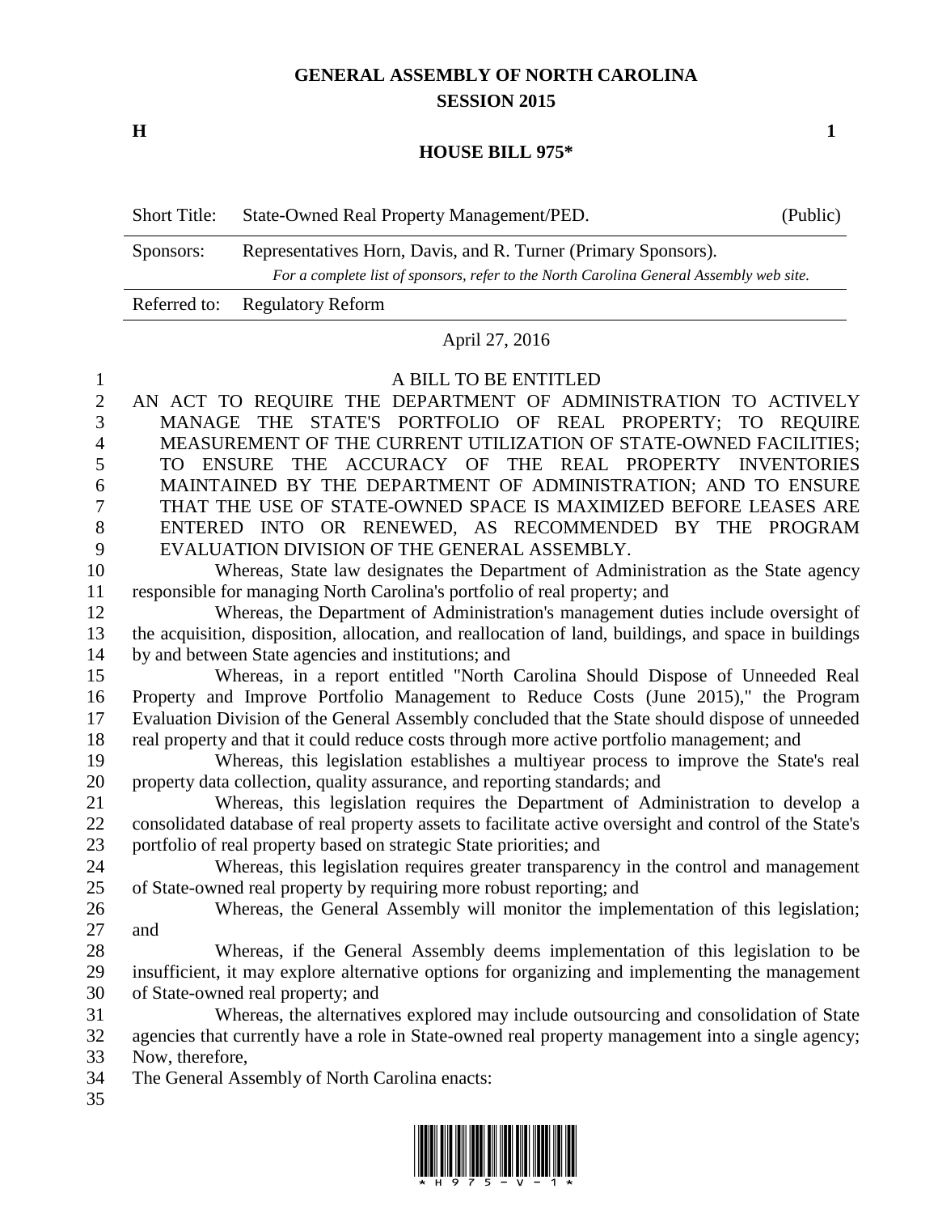# GENERAL ASSEMBLY OF NORTH CAROLINA
## SESSION 2015

**H** **1**

## HOUSE BILL 975*

| Short Title: | State-Owned Real Property Management/PED. | (Public) |
|---|---|---|
| Sponsors: | Representatives Horn, Davis, and R. Turner (Primary Sponsors). *For a complete list of sponsors, refer to the North Carolina General Assembly web site.* | |
| Referred to: | Regulatory Reform | |

April 27, 2016

A BILL TO BE ENTITLED

AN ACT TO REQUIRE THE DEPARTMENT OF ADMINISTRATION TO ACTIVELY MANAGE THE STATE'S PORTFOLIO OF REAL PROPERTY; TO REQUIRE MEASUREMENT OF THE CURRENT UTILIZATION OF STATE-OWNED FACILITIES; TO ENSURE THE ACCURACY OF THE REAL PROPERTY INVENTORIES MAINTAINED BY THE DEPARTMENT OF ADMINISTRATION; AND TO ENSURE THAT THE USE OF STATE-OWNED SPACE IS MAXIMIZED BEFORE LEASES ARE ENTERED INTO OR RENEWED, AS RECOMMENDED BY THE PROGRAM EVALUATION DIVISION OF THE GENERAL ASSEMBLY.

Whereas, State law designates the Department of Administration as the State agency responsible for managing North Carolina's portfolio of real property; and

Whereas, the Department of Administration's management duties include oversight of the acquisition, disposition, allocation, and reallocation of land, buildings, and space in buildings by and between State agencies and institutions; and

Whereas, in a report entitled "North Carolina Should Dispose of Unneeded Real Property and Improve Portfolio Management to Reduce Costs (June 2015)," the Program Evaluation Division of the General Assembly concluded that the State should dispose of unneeded real property and that it could reduce costs through more active portfolio management; and

Whereas, this legislation establishes a multiyear process to improve the State's real property data collection, quality assurance, and reporting standards; and

Whereas, this legislation requires the Department of Administration to develop a consolidated database of real property assets to facilitate active oversight and control of the State's portfolio of real property based on strategic State priorities; and

Whereas, this legislation requires greater transparency in the control and management of State-owned real property by requiring more robust reporting; and

Whereas, the General Assembly will monitor the implementation of this legislation; and

Whereas, if the General Assembly deems implementation of this legislation to be insufficient, it may explore alternative options for organizing and implementing the management of State-owned real property; and

Whereas, the alternatives explored may include outsourcing and consolidation of State agencies that currently have a role in State-owned real property management into a single agency; Now, therefore,

The General Assembly of North Carolina enacts: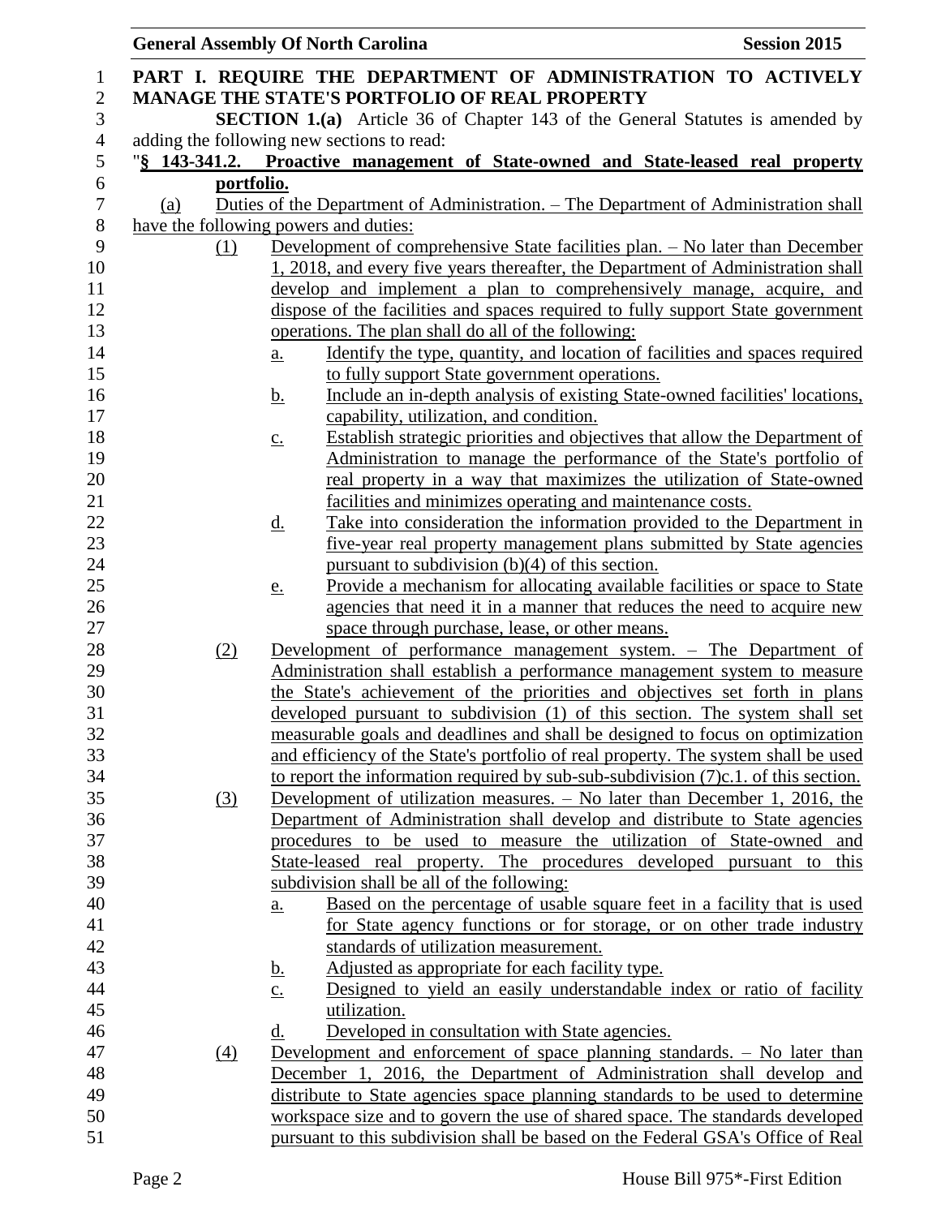**PART I. REQUIRE THE DEPARTMENT OF ADMINISTRATION TO ACTIVELY MANAGE THE STATE'S PORTFOLIO OF REAL PROPERTY**

**SECTION 1.(a)** Article 36 of Chapter 143 of the General Statutes is amended by adding the following new sections to read:

"**§ 143-341.2. Proactive management of State-owned and State-leased real property portfolio.**

(a) Duties of the Department of Administration. – The Department of Administration shall have the following powers and duties:

(1) Development of comprehensive State facilities plan. – No later than December 1, 2018, and every five years thereafter, the Department of Administration shall develop and implement a plan to comprehensively manage, acquire, and dispose of the facilities and spaces required to fully support State government operations. The plan shall do all of the following:

a. Identify the type, quantity, and location of facilities and spaces required to fully support State government operations.

b. Include an in-depth analysis of existing State-owned facilities' locations, capability, utilization, and condition.

c. Establish strategic priorities and objectives that allow the Department of Administration to manage the performance of the State's portfolio of real property in a way that maximizes the utilization of State-owned facilities and minimizes operating and maintenance costs.

d. Take into consideration the information provided to the Department in five-year real property management plans submitted by State agencies pursuant to subdivision (b)(4) of this section.

e. Provide a mechanism for allocating available facilities or space to State agencies that need it in a manner that reduces the need to acquire new space through purchase, lease, or other means.

(2) Development of performance management system. – The Department of Administration shall establish a performance management system to measure the State's achievement of the priorities and objectives set forth in plans developed pursuant to subdivision (1) of this section. The system shall set measurable goals and deadlines and shall be designed to focus on optimization and efficiency of the State's portfolio of real property. The system shall be used to report the information required by sub-sub-subdivision (7)c.1. of this section.

(3) Development of utilization measures. – No later than December 1, 2016, the Department of Administration shall develop and distribute to State agencies procedures to be used to measure the utilization of State-owned and State-leased real property. The procedures developed pursuant to this subdivision shall be all of the following:

a. Based on the percentage of usable square feet in a facility that is used for State agency functions or for storage, or on other trade industry standards of utilization measurement.

b. Adjusted as appropriate for each facility type.

c. Designed to yield an easily understandable index or ratio of facility utilization.

d. Developed in consultation with State agencies.

(4) Development and enforcement of space planning standards. – No later than December 1, 2016, the Department of Administration shall develop and distribute to State agencies space planning standards to be used to determine workspace size and to govern the use of shared space. The standards developed pursuant to this subdivision shall be based on the Federal GSA's Office of Real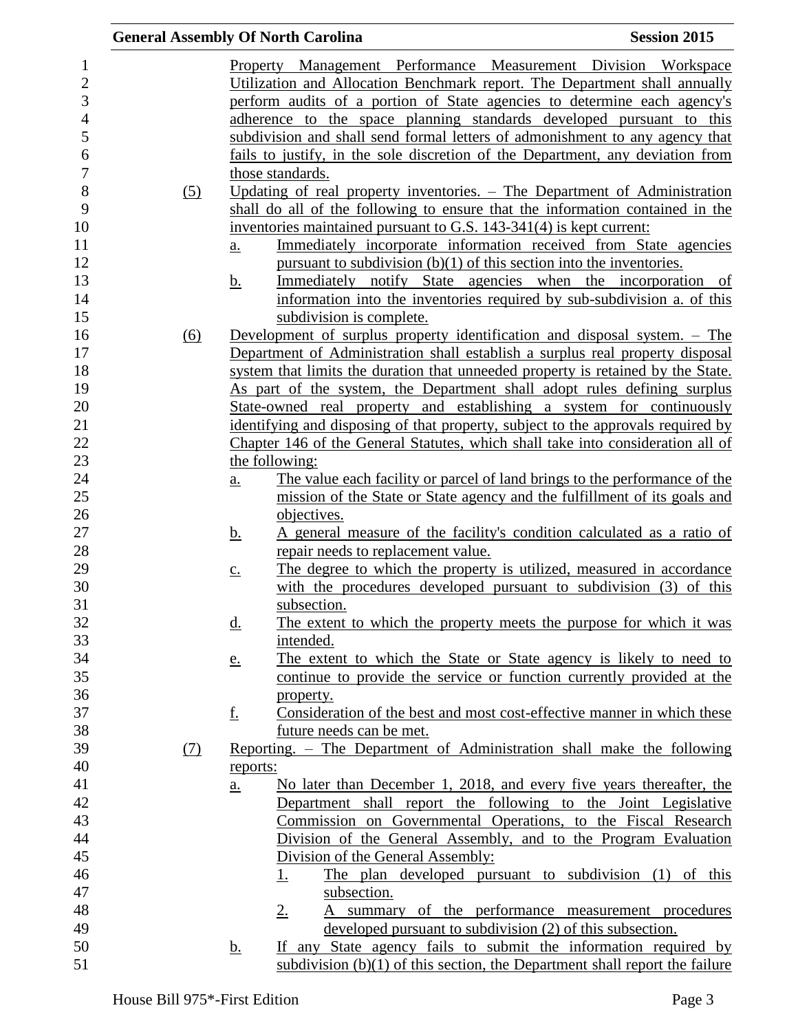Property Management Performance Measurement Division Workspace Utilization and Allocation Benchmark report. The Department shall annually perform audits of a portion of State agencies to determine each agency's adherence to the space planning standards developed pursuant to this subdivision and shall send formal letters of admonishment to any agency that fails to justify, in the sole discretion of the Department, any deviation from those standards.

(5) Updating of real property inventories. – The Department of Administration shall do all of the following to ensure that the information contained in the inventories maintained pursuant to G.S. 143-341(4) is kept current:

a. Immediately incorporate information received from State agencies pursuant to subdivision (b)(1) of this section into the inventories.

b. Immediately notify State agencies when the incorporation of information into the inventories required by sub-subdivision a. of this subdivision is complete.

(6) Development of surplus property identification and disposal system. – The Department of Administration shall establish a surplus real property disposal system that limits the duration that unneeded property is retained by the State. As part of the system, the Department shall adopt rules defining surplus State-owned real property and establishing a system for continuously identifying and disposing of that property, subject to the approvals required by Chapter 146 of the General Statutes, which shall take into consideration all of the following:

a. The value each facility or parcel of land brings to the performance of the mission of the State or State agency and the fulfillment of its goals and objectives.

b. A general measure of the facility's condition calculated as a ratio of repair needs to replacement value.

c. The degree to which the property is utilized, measured in accordance with the procedures developed pursuant to subdivision (3) of this subsection.

d. The extent to which the property meets the purpose for which it was intended.

e. The extent to which the State or State agency is likely to need to continue to provide the service or function currently provided at the property.

f. Consideration of the best and most cost-effective manner in which these future needs can be met.

(7) Reporting. – The Department of Administration shall make the following reports:

a. No later than December 1, 2018, and every five years thereafter, the Department shall report the following to the Joint Legislative Commission on Governmental Operations, to the Fiscal Research Division of the General Assembly, and to the Program Evaluation Division of the General Assembly:

1. The plan developed pursuant to subdivision (1) of this subsection.

2. A summary of the performance measurement procedures developed pursuant to subdivision (2) of this subsection.

b. If any State agency fails to submit the information required by subdivision (b)(1) of this section, the Department shall report the failure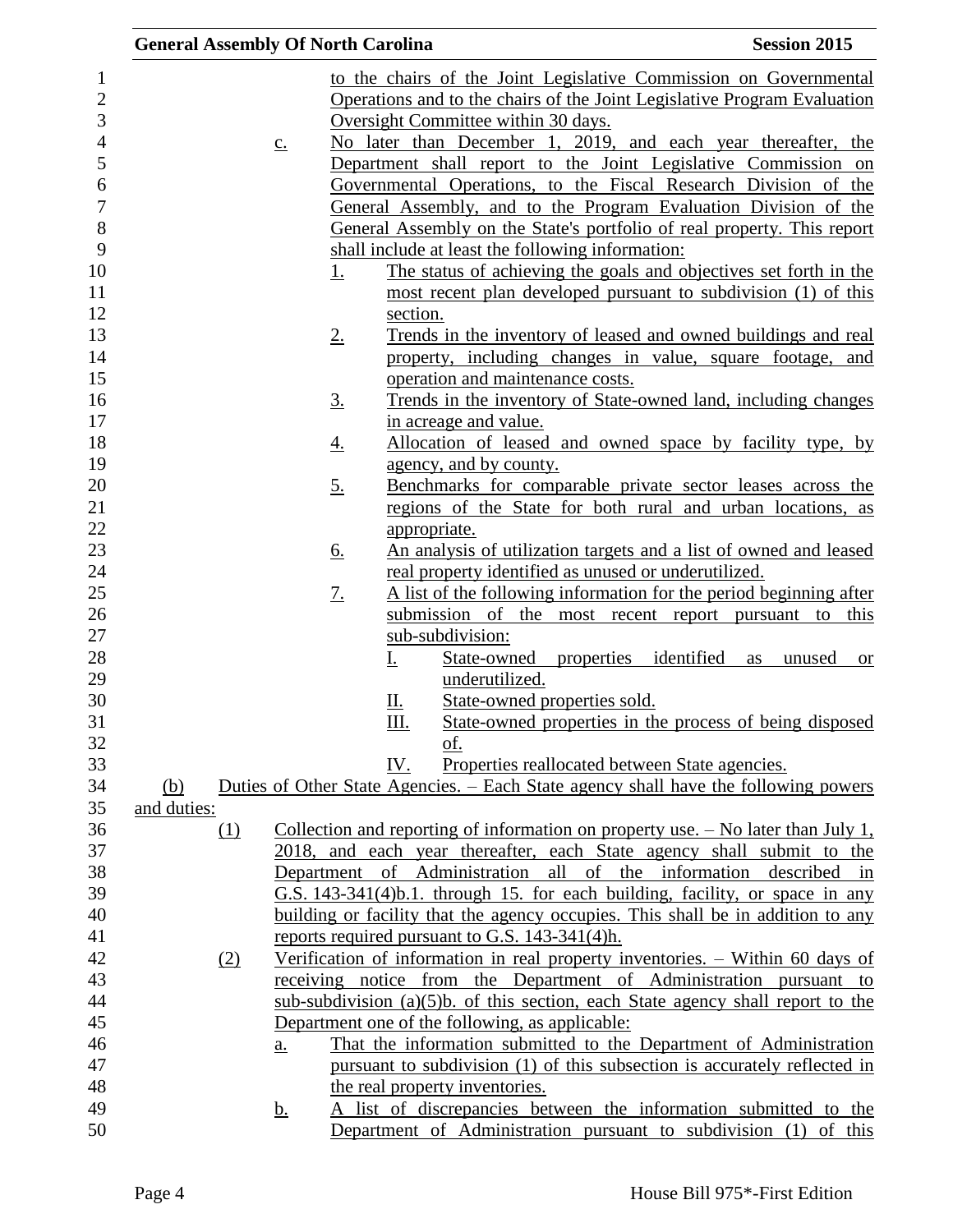to the chairs of the Joint Legislative Commission on Governmental Operations and to the chairs of the Joint Legislative Program Evaluation Oversight Committee within 30 days.

c. No later than December 1, 2019, and each year thereafter, the Department shall report to the Joint Legislative Commission on Governmental Operations, to the Fiscal Research Division of the General Assembly, and to the Program Evaluation Division of the General Assembly on the State's portfolio of real property. This report shall include at least the following information:

1. The status of achieving the goals and objectives set forth in the most recent plan developed pursuant to subdivision (1) of this section.
2. Trends in the inventory of leased and owned buildings and real property, including changes in value, square footage, and operation and maintenance costs.
3. Trends in the inventory of State-owned land, including changes in acreage and value.
4. Allocation of leased and owned space by facility type, by agency, and by county.
5. Benchmarks for comparable private sector leases across the regions of the State for both rural and urban locations, as appropriate.
6. An analysis of utilization targets and a list of owned and leased real property identified as unused or underutilized.
7. A list of the following information for the period beginning after submission of the most recent report pursuant to this sub-subdivision:
   I. State-owned properties identified as unused or underutilized.
   II. State-owned properties sold.
   III. State-owned properties in the process of being disposed of.
   IV. Properties reallocated between State agencies.

(b) Duties of Other State Agencies. – Each State agency shall have the following powers and duties:

(1) Collection and reporting of information on property use. – No later than July 1, 2018, and each year thereafter, each State agency shall submit to the Department of Administration all of the information described in G.S. 143-341(4)b.1. through 15. for each building, facility, or space in any building or facility that the agency occupies. This shall be in addition to any reports required pursuant to G.S. 143-341(4)h.

(2) Verification of information in real property inventories. – Within 60 days of receiving notice from the Department of Administration pursuant to sub-subdivision (a)(5)b. of this section, each State agency shall report to the Department one of the following, as applicable:

a. That the information submitted to the Department of Administration pursuant to subdivision (1) of this subsection is accurately reflected in the real property inventories.

b. A list of discrepancies between the information submitted to the Department of Administration pursuant to subdivision (1) of this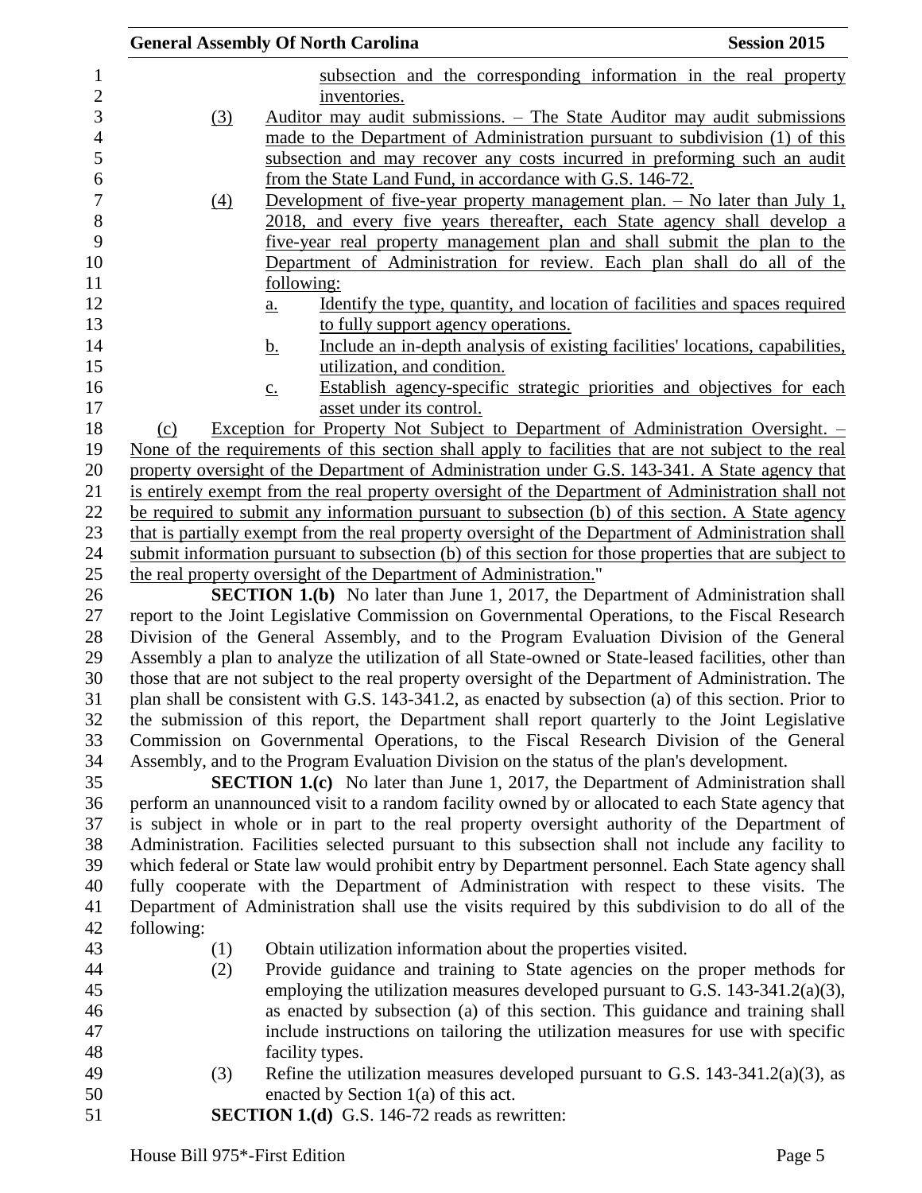subsection and the corresponding information in the real property inventories.

(3) Auditor may audit submissions. – The State Auditor may audit submissions made to the Department of Administration pursuant to subdivision (1) of this subsection and may recover any costs incurred in preforming such an audit from the State Land Fund, in accordance with G.S. 146-72.

(4) Development of five-year property management plan. – No later than July 1, 2018, and every five years thereafter, each State agency shall develop a five-year real property management plan and shall submit the plan to the Department of Administration for review. Each plan shall do all of the following:

a. Identify the type, quantity, and location of facilities and spaces required to fully support agency operations.

b. Include an in-depth analysis of existing facilities' locations, capabilities, utilization, and condition.

c. Establish agency-specific strategic priorities and objectives for each asset under its control.

(c) Exception for Property Not Subject to Department of Administration Oversight. – None of the requirements of this section shall apply to facilities that are not subject to the real property oversight of the Department of Administration under G.S. 143-341. A State agency that is entirely exempt from the real property oversight of the Department of Administration shall not be required to submit any information pursuant to subsection (b) of this section. A State agency that is partially exempt from the real property oversight of the Department of Administration shall submit information pursuant to subsection (b) of this section for those properties that are subject to the real property oversight of the Department of Administration."

**SECTION 1.(b)** No later than June 1, 2017, the Department of Administration shall report to the Joint Legislative Commission on Governmental Operations, to the Fiscal Research Division of the General Assembly, and to the Program Evaluation Division of the General Assembly a plan to analyze the utilization of all State-owned or State-leased facilities, other than those that are not subject to the real property oversight of the Department of Administration. The plan shall be consistent with G.S. 143-341.2, as enacted by subsection (a) of this section. Prior to the submission of this report, the Department shall report quarterly to the Joint Legislative Commission on Governmental Operations, to the Fiscal Research Division of the General Assembly, and to the Program Evaluation Division on the status of the plan's development.

**SECTION 1.(c)** No later than June 1, 2017, the Department of Administration shall perform an unannounced visit to a random facility owned by or allocated to each State agency that is subject in whole or in part to the real property oversight authority of the Department of Administration. Facilities selected pursuant to this subsection shall not include any facility to which federal or State law would prohibit entry by Department personnel. Each State agency shall fully cooperate with the Department of Administration with respect to these visits. The Department of Administration shall use the visits required by this subdivision to do all of the following:

(1) Obtain utilization information about the properties visited.

(2) Provide guidance and training to State agencies on the proper methods for employing the utilization measures developed pursuant to G.S. 143-341.2(a)(3), as enacted by subsection (a) of this section. This guidance and training shall include instructions on tailoring the utilization measures for use with specific facility types.

(3) Refine the utilization measures developed pursuant to G.S. 143-341.2(a)(3), as enacted by Section 1(a) of this act.

**SECTION 1.(d)** G.S. 146-72 reads as rewritten: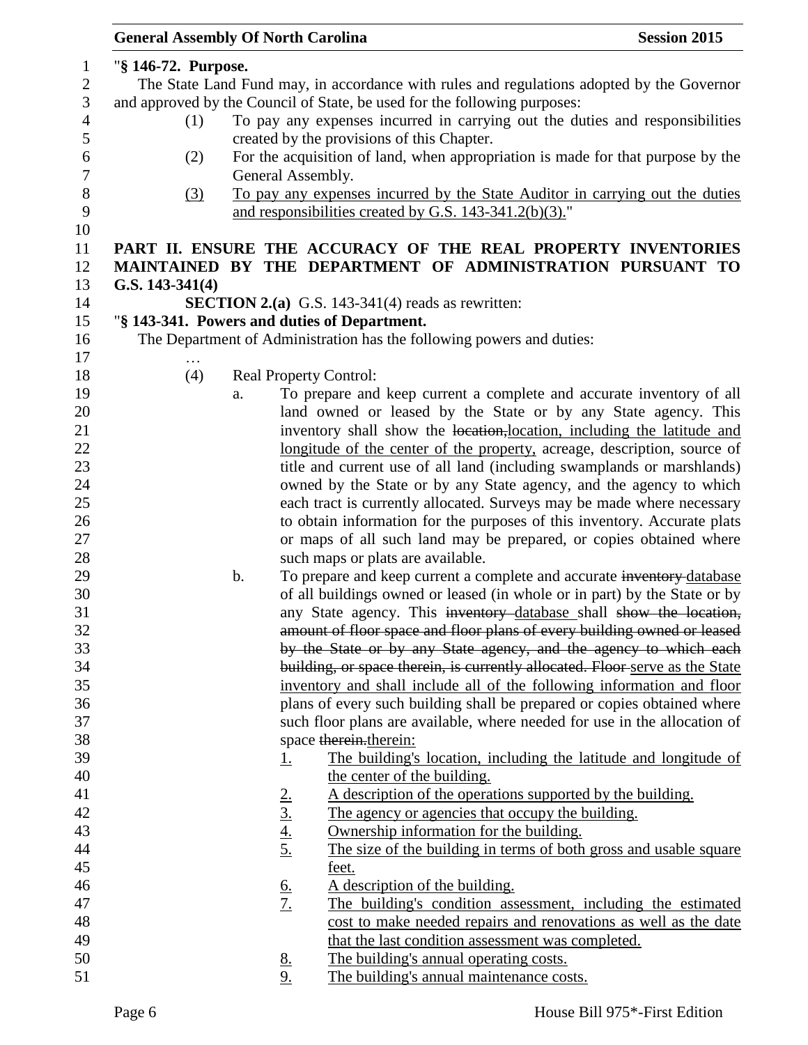"§ 146-72. Purpose.

The State Land Fund may, in accordance with rules and regulations adopted by the Governor and approved by the Council of State, be used for the following purposes:

(1) To pay any expenses incurred in carrying out the duties and responsibilities created by the provisions of this Chapter.

(2) For the acquisition of land, when appropriation is made for that purpose by the General Assembly.

(3) To pay any expenses incurred by the State Auditor in carrying out the duties and responsibilities created by G.S. 143-341.2(b)(3)."

**PART II. ENSURE THE ACCURACY OF THE REAL PROPERTY INVENTORIES MAINTAINED BY THE DEPARTMENT OF ADMINISTRATION PURSUANT TO G.S. 143-341(4)**

**SECTION 2.(a)** G.S. 143-341(4) reads as rewritten:

"**§ 143-341. Powers and duties of Department.**

The Department of Administration has the following powers and duties:

…

(4) Real Property Control:

a. To prepare and keep current a complete and accurate inventory of all land owned or leased by the State or by any State agency. This inventory shall show the ~~location,~~location, including the latitude and longitude of the center of the property, acreage, description, source of title and current use of all land (including swamplands or marshlands) owned by the State or by any State agency, and the agency to which each tract is currently allocated. Surveys may be made where necessary to obtain information for the purposes of this inventory. Accurate plats or maps of all such land may be prepared, or copies obtained where such maps or plats are available.

b. To prepare and keep current a complete and accurate ~~inventory~~ database of all buildings owned or leased (in whole or in part) by the State or by any State agency. This ~~inventory~~ database shall ~~show the location, amount of floor space and floor plans of every building owned or leased by the State or by any State agency, and the agency to which each building, or space therein, is currently allocated. Floor~~ serve as the State inventory and shall include all of the following information and floor plans of every such building shall be prepared or copies obtained where such floor plans are available, where needed for use in the allocation of space ~~therein.~~therein:

1. The building's location, including the latitude and longitude of the center of the building.
2. A description of the operations supported by the building.
3. The agency or agencies that occupy the building.
4. Ownership information for the building.
5. The size of the building in terms of both gross and usable square feet.
6. A description of the building.
7. The building's condition assessment, including the estimated cost to make needed repairs and renovations as well as the date that the last condition assessment was completed.
8. The building's annual operating costs.
9. The building's annual maintenance costs.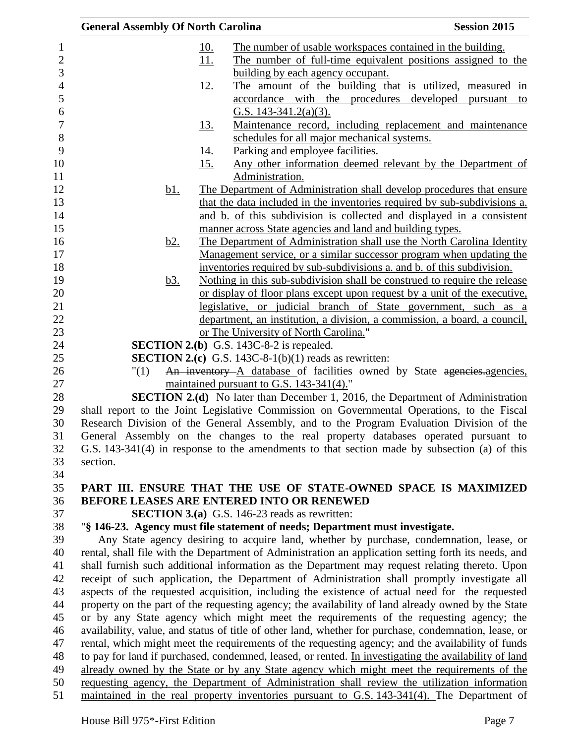10. The number of usable workspaces contained in the building.
11. The number of full-time equivalent positions assigned to the building by each agency occupant.
12. The amount of the building that is utilized, measured in accordance with the procedures developed pursuant to G.S. 143-341.2(a)(3).
13. Maintenance record, including replacement and maintenance schedules for all major mechanical systems.
14. Parking and employee facilities.
15. Any other information deemed relevant by the Department of Administration.

b1. The Department of Administration shall develop procedures that ensure that the data included in the inventories required by sub-subdivisions a. and b. of this subdivision is collected and displayed in a consistent manner across State agencies and land and building types.

b2. The Department of Administration shall use the North Carolina Identity Management service, or a similar successor program when updating the inventories required by sub-subdivisions a. and b. of this subdivision.

b3. Nothing in this sub-subdivision shall be construed to require the release or display of floor plans except upon request by a unit of the executive, legislative, or judicial branch of State government, such as a department, an institution, a division, a commission, a board, a council, or The University of North Carolina."

**SECTION 2.(b)** G.S. 143C-8-2 is repealed.

**SECTION 2.(c)** G.S. 143C-8-1(b)(1) reads as rewritten:

"(1) ~~An inventory~~ A database of facilities owned by State ~~agencies.~~agencies, maintained pursuant to G.S. 143-341(4)."

**SECTION 2.(d)** No later than December 1, 2016, the Department of Administration shall report to the Joint Legislative Commission on Governmental Operations, to the Fiscal Research Division of the General Assembly, and to the Program Evaluation Division of the General Assembly on the changes to the real property databases operated pursuant to G.S. 143-341(4) in response to the amendments to that section made by subsection (a) of this section.

## PART III. ENSURE THAT THE USE OF STATE-OWNED SPACE IS MAXIMIZED BEFORE LEASES ARE ENTERED INTO OR RENEWED

**SECTION 3.(a)** G.S. 146-23 reads as rewritten:

"**§ 146-23. Agency must file statement of needs; Department must investigate.**

Any State agency desiring to acquire land, whether by purchase, condemnation, lease, or rental, shall file with the Department of Administration an application setting forth its needs, and shall furnish such additional information as the Department may request relating thereto. Upon receipt of such application, the Department of Administration shall promptly investigate all aspects of the requested acquisition, including the existence of actual need for the requested property on the part of the requesting agency; the availability of land already owned by the State or by any State agency which might meet the requirements of the requesting agency; the availability, value, and status of title of other land, whether for purchase, condemnation, lease, or rental, which might meet the requirements of the requesting agency; and the availability of funds to pay for land if purchased, condemned, leased, or rented. In investigating the availability of land already owned by the State or by any State agency which might meet the requirements of the requesting agency, the Department of Administration shall review the utilization information maintained in the real property inventories pursuant to G.S. 143-341(4). The Department of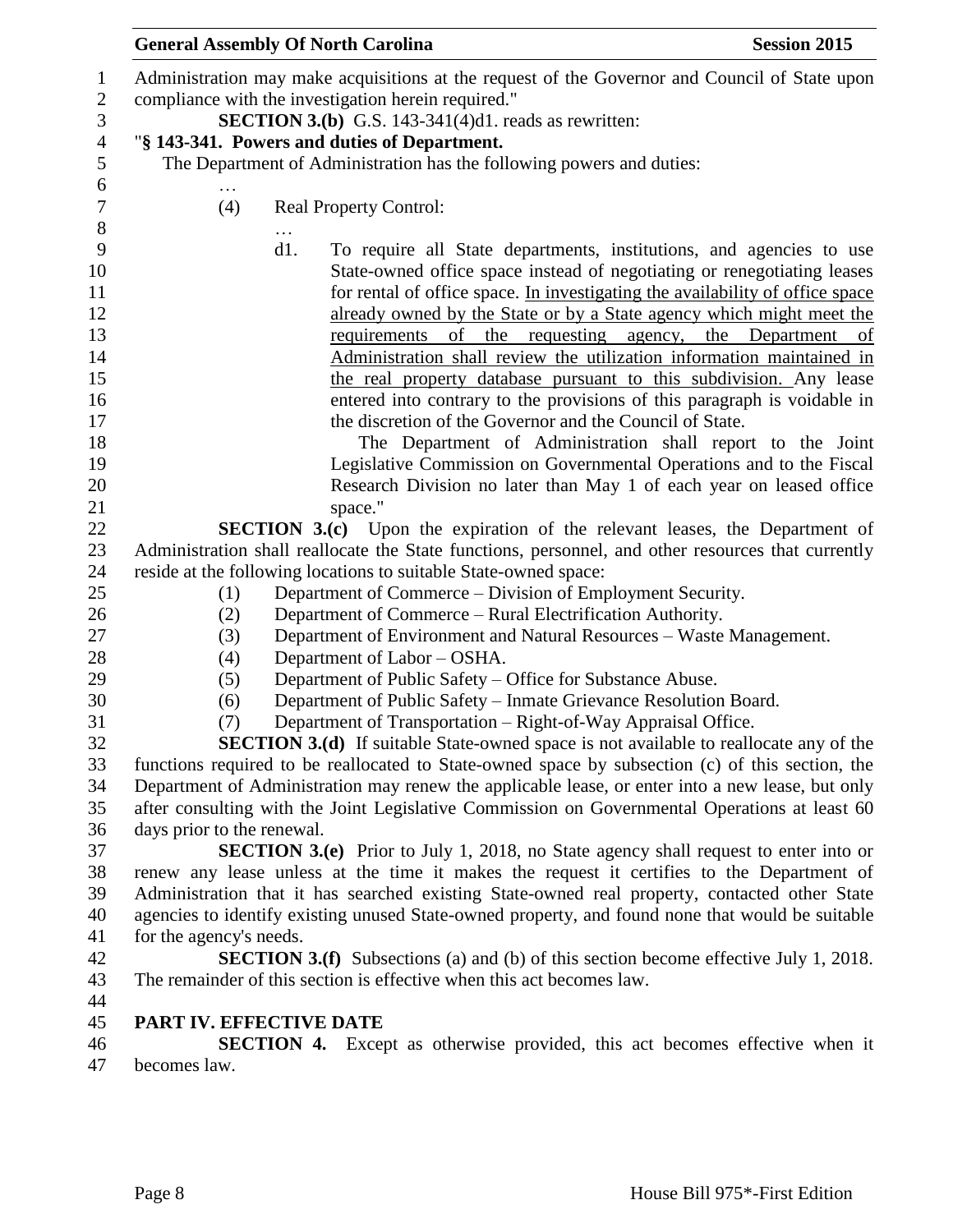Administration may make acquisitions at the request of the Governor and Council of State upon compliance with the investigation herein required."

**SECTION 3.(b)** G.S. 143-341(4)d1. reads as rewritten:

"**§ 143-341. Powers and duties of Department.**

The Department of Administration has the following powers and duties:

…

(4) Real Property Control:

…

d1. To require all State departments, institutions, and agencies to use State-owned office space instead of negotiating or renegotiating leases for rental of office space. In investigating the availability of office space already owned by the State or by a State agency which might meet the requirements of the requesting agency, the Department of Administration shall review the utilization information maintained in the real property database pursuant to this subdivision. Any lease entered into contrary to the provisions of this paragraph is voidable in the discretion of the Governor and the Council of State.

The Department of Administration shall report to the Joint Legislative Commission on Governmental Operations and to the Fiscal Research Division no later than May 1 of each year on leased office space."

**SECTION 3.(c)** Upon the expiration of the relevant leases, the Department of Administration shall reallocate the State functions, personnel, and other resources that currently reside at the following locations to suitable State-owned space:

(1) Department of Commerce – Division of Employment Security.
(2) Department of Commerce – Rural Electrification Authority.
(3) Department of Environment and Natural Resources – Waste Management.
(4) Department of Labor – OSHA.
(5) Department of Public Safety – Office for Substance Abuse.
(6) Department of Public Safety – Inmate Grievance Resolution Board.
(7) Department of Transportation – Right-of-Way Appraisal Office.

**SECTION 3.(d)** If suitable State-owned space is not available to reallocate any of the functions required to be reallocated to State-owned space by subsection (c) of this section, the Department of Administration may renew the applicable lease, or enter into a new lease, but only after consulting with the Joint Legislative Commission on Governmental Operations at least 60 days prior to the renewal.

**SECTION 3.(e)** Prior to July 1, 2018, no State agency shall request to enter into or renew any lease unless at the time it makes the request it certifies to the Department of Administration that it has searched existing State-owned real property, contacted other State agencies to identify existing unused State-owned property, and found none that would be suitable for the agency's needs.

**SECTION 3.(f)** Subsections (a) and (b) of this section become effective July 1, 2018. The remainder of this section is effective when this act becomes law.

**PART IV. EFFECTIVE DATE**

**SECTION 4.** Except as otherwise provided, this act becomes effective when it becomes law.